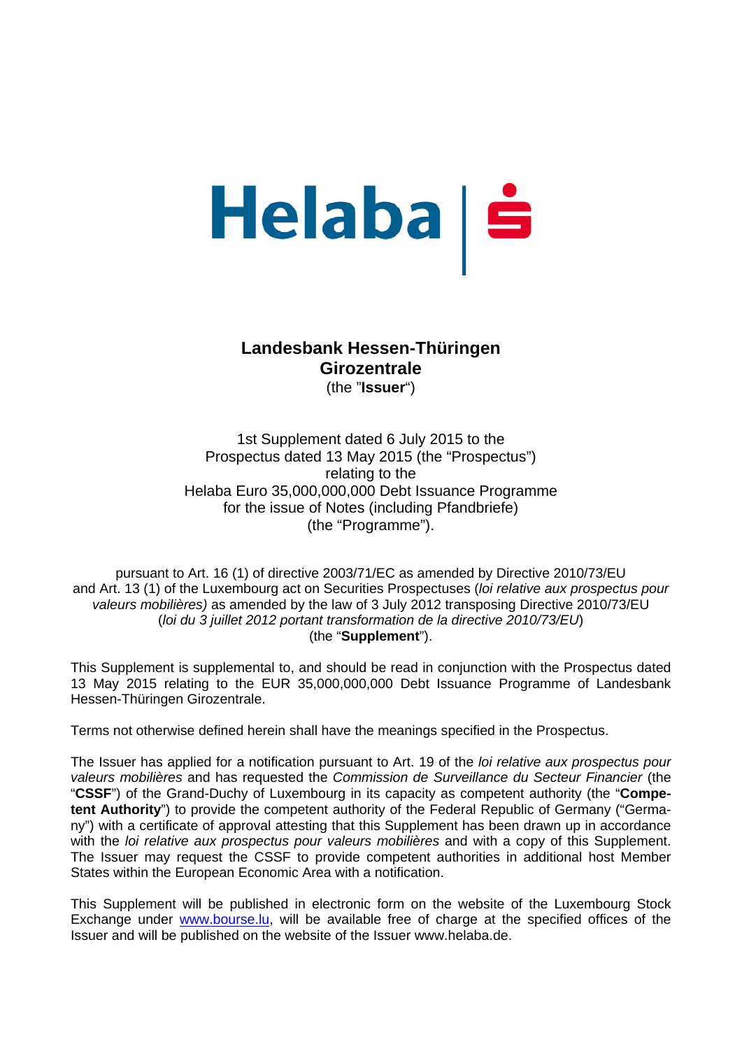Helaba

# Landesbank Hessen-Thüringen Girozentrale

(the "**Issuer**")

1st Supplement dated 6 July 2015 to the
Prospectus dated 13 May 2015 (the "Prospectus")
relating to the
Helaba Euro 35,000,000,000 Debt Issuance Programme
for the issue of Notes (including Pfandbriefe)
(the "Programme").

pursuant to Art. 16 (1) of directive 2003/71/EC as amended by Directive 2010/73/EU and Art. 13 (1) of the Luxembourg act on Securities Prospectuses (*loi relative aux prospectus pour valeurs mobilières)* as amended by the law of 3 July 2012 transposing Directive 2010/73/EU (*loi du 3 juillet 2012 portant transformation de la directive 2010/73/EU*)
(the "**Supplement**").

This Supplement is supplemental to, and should be read in conjunction with the Prospectus dated 13 May 2015 relating to the EUR 35,000,000,000 Debt Issuance Programme of Landesbank Hessen-Thüringen Girozentrale.

Terms not otherwise defined herein shall have the meanings specified in the Prospectus.

The Issuer has applied for a notification pursuant to Art. 19 of the *loi relative aux prospectus pour valeurs mobilières* and has requested the *Commission de Surveillance du Secteur Financier* (the "**CSSF**") of the Grand-Duchy of Luxembourg in its capacity as competent authority (the "**Competent Authority**") to provide the competent authority of the Federal Republic of Germany ("Germany") with a certificate of approval attesting that this Supplement has been drawn up in accordance with the *loi relative aux prospectus pour valeurs mobilières* and with a copy of this Supplement. The Issuer may request the CSSF to provide competent authorities in additional host Member States within the European Economic Area with a notification.

This Supplement will be published in electronic form on the website of the Luxembourg Stock Exchange under www.bourse.lu, will be available free of charge at the specified offices of the Issuer and will be published on the website of the Issuer www.helaba.de.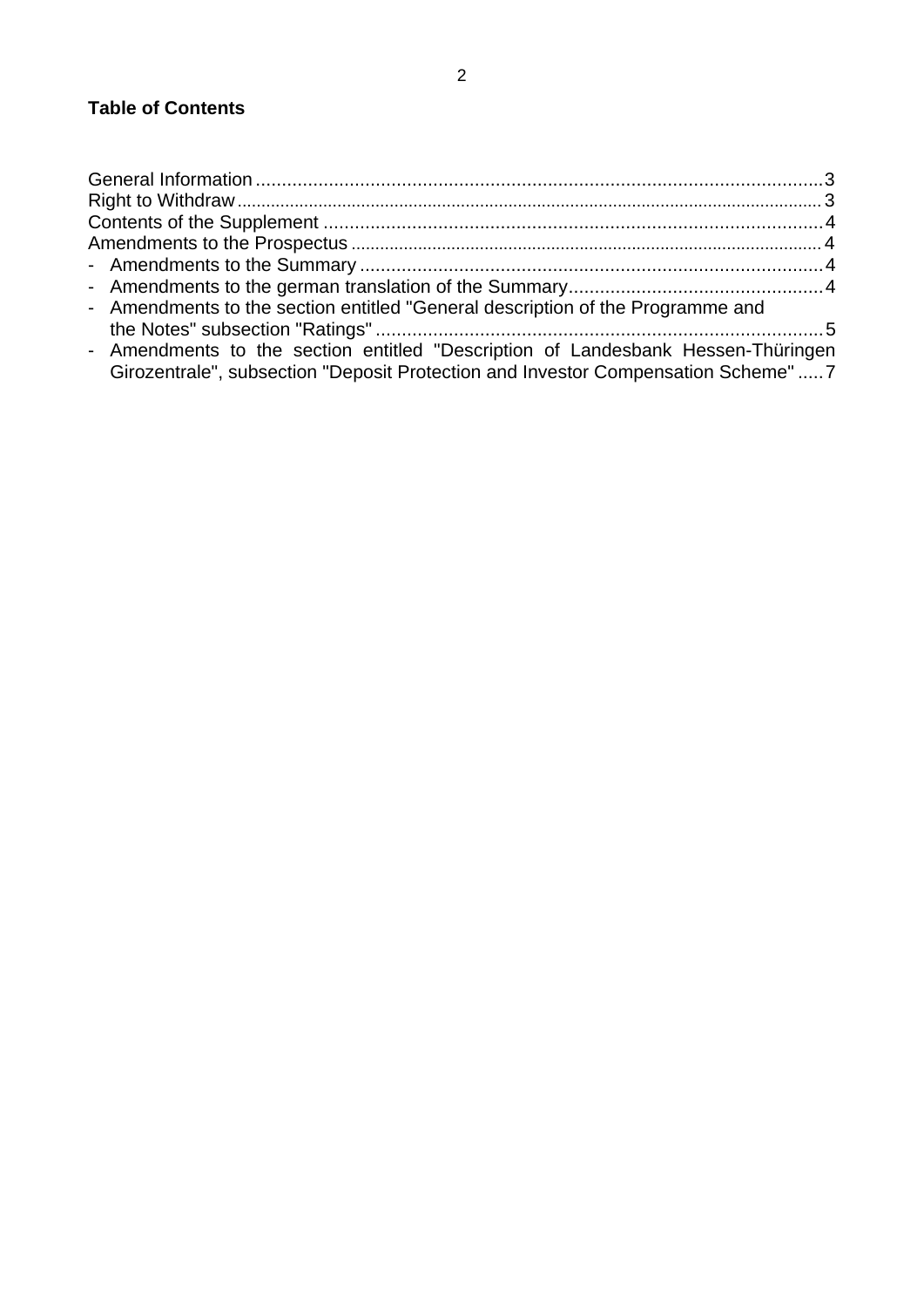**Table of Contents**

General Information ............................................................................................................3
Right to Withdraw ...............................................................................................................3
Contents of the Supplement ...............................................................................................4
Amendments to the Prospectus .........................................................................................4
- Amendments to the Summary .........................................................................................4
- Amendments to the german translation of the Summary.................................................4
- Amendments to the section entitled "General description of the Programme and the Notes" subsection "Ratings" .......................................................................................5
- Amendments to the section entitled "Description of Landesbank Hessen-Thüringen Girozentrale", subsection "Deposit Protection and Investor Compensation Scheme" .....7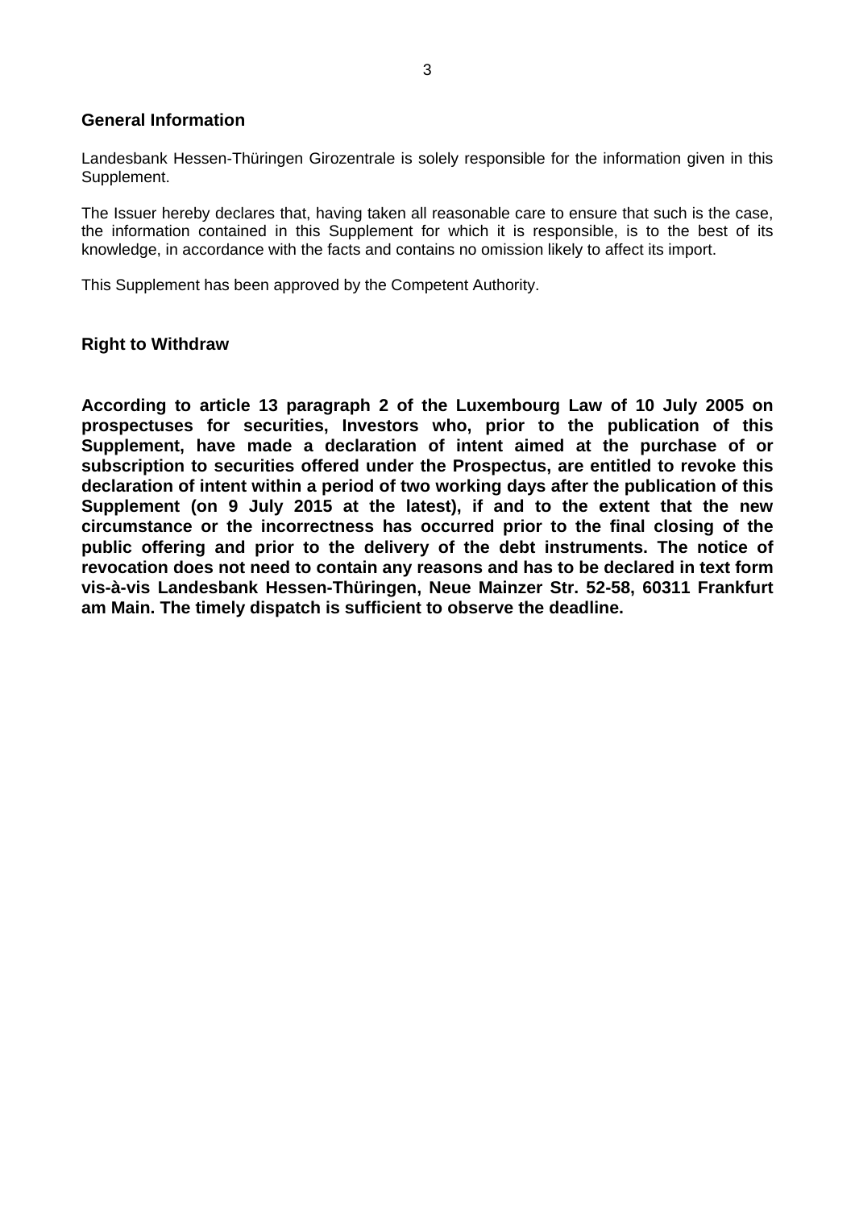## General Information

Landesbank Hessen-Thüringen Girozentrale is solely responsible for the information given in this Supplement.

The Issuer hereby declares that, having taken all reasonable care to ensure that such is the case, the information contained in this Supplement for which it is responsible, is to the best of its knowledge, in accordance with the facts and contains no omission likely to affect its import.

This Supplement has been approved by the Competent Authority.

## Right to Withdraw

**According to article 13 paragraph 2 of the Luxembourg Law of 10 July 2005 on prospectuses for securities, Investors who, prior to the publication of this Supplement, have made a declaration of intent aimed at the purchase of or subscription to securities offered under the Prospectus, are entitled to revoke this declaration of intent within a period of two working days after the publication of this Supplement (on 9 July 2015 at the latest), if and to the extent that the new circumstance or the incorrectness has occurred prior to the final closing of the public offering and prior to the delivery of the debt instruments. The notice of revocation does not need to contain any reasons and has to be declared in text form vis-à-vis Landesbank Hessen-Thüringen, Neue Mainzer Str. 52-58, 60311 Frankfurt am Main. The timely dispatch is sufficient to observe the deadline.**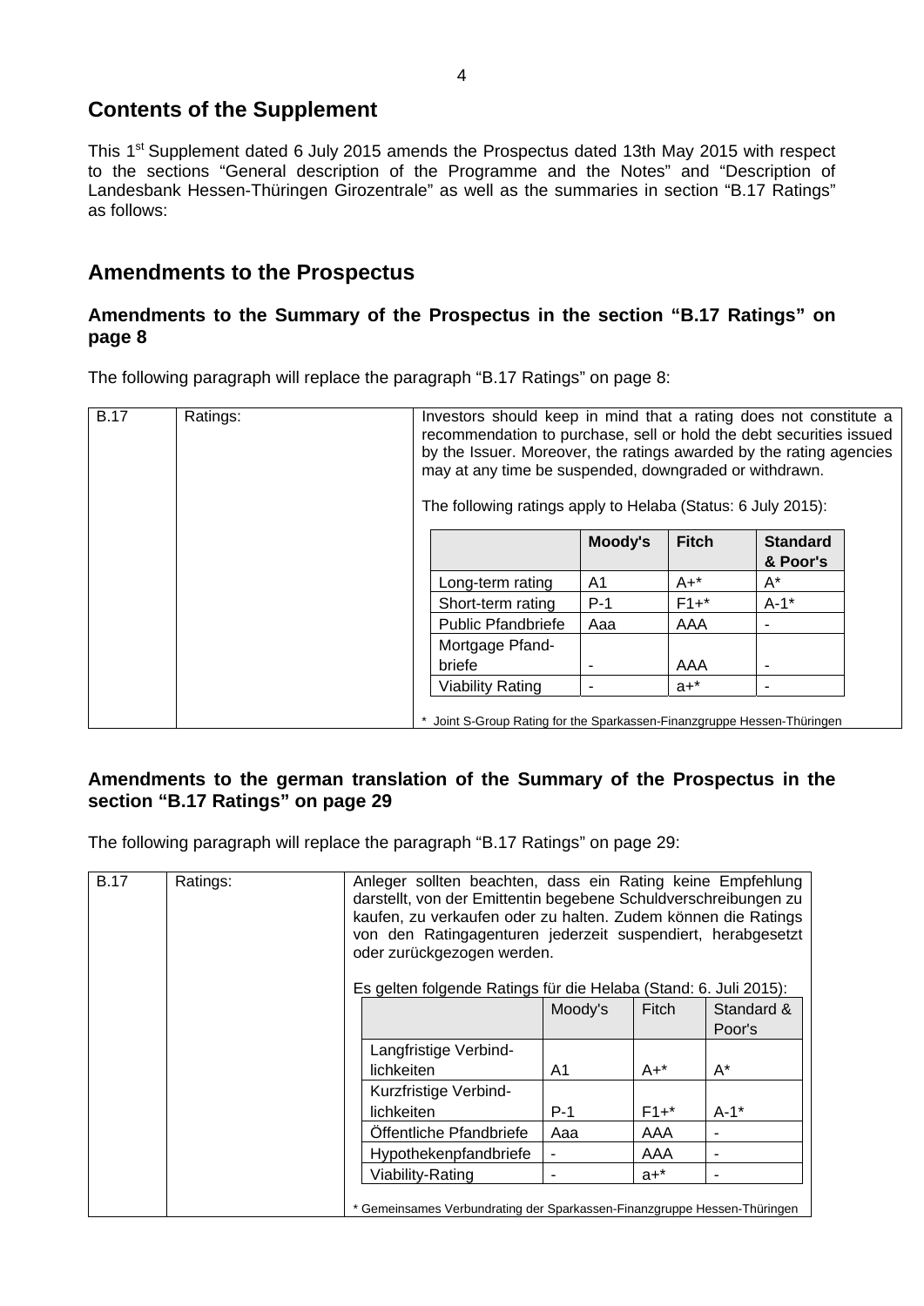# Contents of the Supplement

This 1st Supplement dated 6 July 2015 amends the Prospectus dated 13th May 2015 with respect to the sections "General description of the Programme and the Notes" and "Description of Landesbank Hessen-Thüringen Girozentrale" as well as the summaries in section "B.17 Ratings" as follows:

# Amendments to the Prospectus

## Amendments to the Summary of the Prospectus in the section "B.17 Ratings" on page 8

The following paragraph will replace the paragraph "B.17 Ratings" on page 8:

B.17 Ratings:

Investors should keep in mind that a rating does not constitute a recommendation to purchase, sell or hold the debt securities issued by the Issuer. Moreover, the ratings awarded by the rating agencies may at any time be suspended, downgraded or withdrawn.

The following ratings apply to Helaba (Status: 6 July 2015):

| | Moody's | Fitch | Standard & Poor's |
|---|---|---|---|
| Long-term rating | A1 | A+* | A* |
| Short-term rating | P-1 | F1+* | A-1* |
| Public Pfandbriefe | Aaa | AAA | - |
| Mortgage Pfand-briefe | - | AAA | - |
| Viability Rating | - | a+* | - |

\* Joint S-Group Rating for the Sparkassen-Finanzgruppe Hessen-Thüringen

## Amendments to the german translation of the Summary of the Prospectus in the section "B.17 Ratings" on page 29

The following paragraph will replace the paragraph "B.17 Ratings" on page 29:

B.17 Ratings:

Anleger sollten beachten, dass ein Rating keine Empfehlung darstellt, von der Emittentin begebene Schuldverschreibungen zu kaufen, zu verkaufen oder zu halten. Zudem können die Ratings von den Ratingagenturen jederzeit suspendiert, herabgesetzt oder zurückgezogen werden.

Es gelten folgende Ratings für die Helaba (Stand: 6. Juli 2015):

| | Moody's | Fitch | Standard & Poor's |
|---|---|---|---|
| Langfristige Verbind-lichkeiten | A1 | A+* | A* |
| Kurzfristige Verbind-lichkeiten | P-1 | F1+* | A-1* |
| Öffentliche Pfandbriefe | Aaa | AAA | - |
| Hypothekenpfandbriefe | - | AAA | - |
| Viability-Rating | - | a+* | - |

\* Gemeinsames Verbundrating der Sparkassen-Finanzgruppe Hessen-Thüringen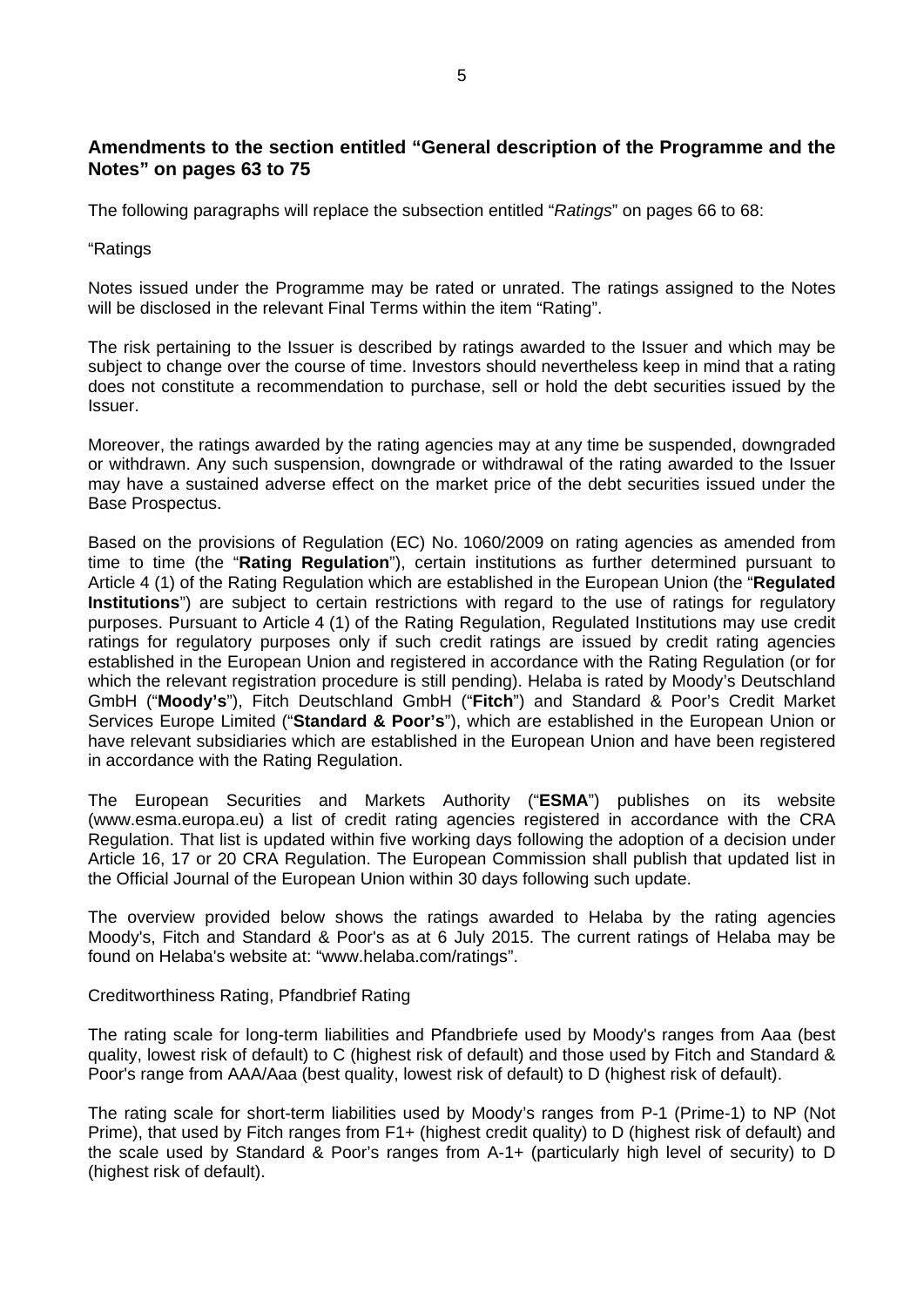## Amendments to the section entitled "General description of the Programme and the Notes" on pages 63 to 75

The following paragraphs will replace the subsection entitled "*Ratings*" on pages 66 to 68:

"Ratings

Notes issued under the Programme may be rated or unrated. The ratings assigned to the Notes will be disclosed in the relevant Final Terms within the item "Rating".

The risk pertaining to the Issuer is described by ratings awarded to the Issuer and which may be subject to change over the course of time. Investors should nevertheless keep in mind that a rating does not constitute a recommendation to purchase, sell or hold the debt securities issued by the Issuer.

Moreover, the ratings awarded by the rating agencies may at any time be suspended, downgraded or withdrawn. Any such suspension, downgrade or withdrawal of the rating awarded to the Issuer may have a sustained adverse effect on the market price of the debt securities issued under the Base Prospectus.

Based on the provisions of Regulation (EC) No. 1060/2009 on rating agencies as amended from time to time (the "**Rating Regulation**"), certain institutions as further determined pursuant to Article 4 (1) of the Rating Regulation which are established in the European Union (the "**Regulated Institutions**") are subject to certain restrictions with regard to the use of ratings for regulatory purposes. Pursuant to Article 4 (1) of the Rating Regulation, Regulated Institutions may use credit ratings for regulatory purposes only if such credit ratings are issued by credit rating agencies established in the European Union and registered in accordance with the Rating Regulation (or for which the relevant registration procedure is still pending). Helaba is rated by Moody's Deutschland GmbH ("**Moody's**"), Fitch Deutschland GmbH ("**Fitch**") and Standard & Poor's Credit Market Services Europe Limited ("**Standard & Poor's**"), which are established in the European Union or have relevant subsidiaries which are established in the European Union and have been registered in accordance with the Rating Regulation.

The European Securities and Markets Authority ("**ESMA**") publishes on its website (www.esma.europa.eu) a list of credit rating agencies registered in accordance with the CRA Regulation. That list is updated within five working days following the adoption of a decision under Article 16, 17 or 20 CRA Regulation. The European Commission shall publish that updated list in the Official Journal of the European Union within 30 days following such update.

The overview provided below shows the ratings awarded to Helaba by the rating agencies Moody's, Fitch and Standard & Poor's as at 6 July 2015. The current ratings of Helaba may be found on Helaba's website at: "www.helaba.com/ratings".

Creditworthiness Rating, Pfandbrief Rating

The rating scale for long-term liabilities and Pfandbriefe used by Moody's ranges from Aaa (best quality, lowest risk of default) to C (highest risk of default) and those used by Fitch and Standard & Poor's range from AAA/Aaa (best quality, lowest risk of default) to D (highest risk of default).

The rating scale for short-term liabilities used by Moody's ranges from P-1 (Prime-1) to NP (Not Prime), that used by Fitch ranges from F1+ (highest credit quality) to D (highest risk of default) and the scale used by Standard & Poor's ranges from A-1+ (particularly high level of security) to D (highest risk of default).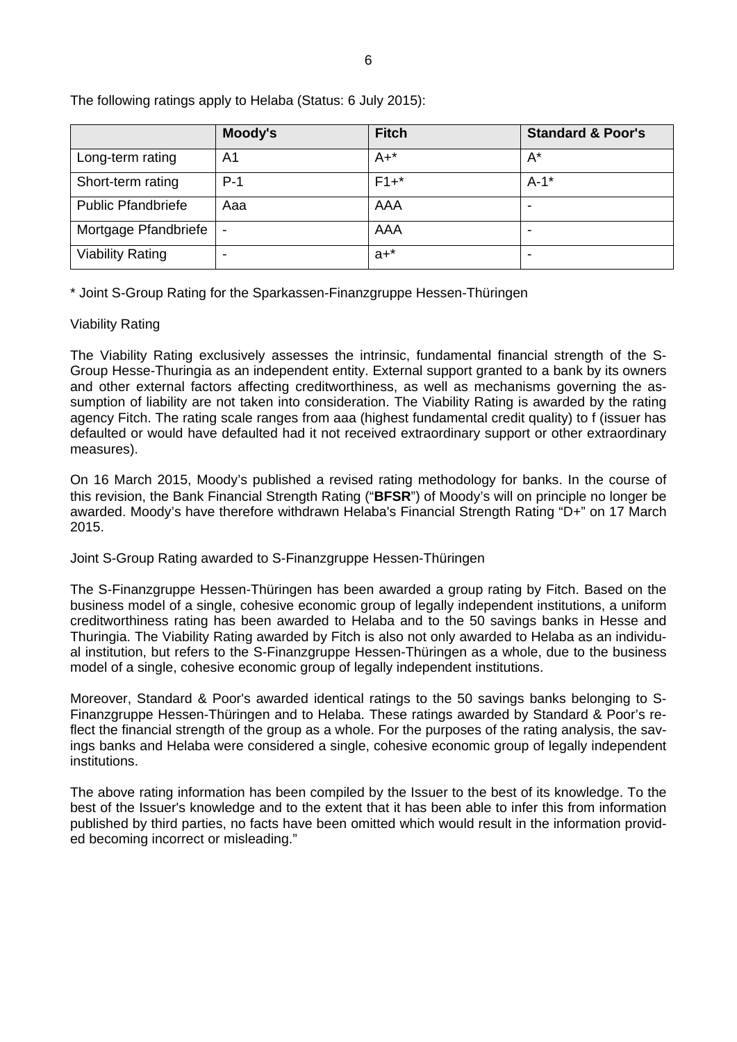The following ratings apply to Helaba (Status: 6 July 2015):

| | Moody's | Fitch | Standard & Poor's |
|---|---|---|---|
| Long-term rating | A1 | A+* | A* |
| Short-term rating | P-1 | F1+* | A-1* |
| Public Pfandbriefe | Aaa | AAA | - |
| Mortgage Pfandbriefe | - | AAA | - |
| Viability Rating | - | a+* | - |

* Joint S-Group Rating for the Sparkassen-Finanzgruppe Hessen-Thüringen

Viability Rating

The Viability Rating exclusively assesses the intrinsic, fundamental financial strength of the S-Group Hesse-Thuringia as an independent entity. External support granted to a bank by its owners and other external factors affecting creditworthiness, as well as mechanisms governing the assumption of liability are not taken into consideration. The Viability Rating is awarded by the rating agency Fitch. The rating scale ranges from aaa (highest fundamental credit quality) to f (issuer has defaulted or would have defaulted had it not received extraordinary support or other extraordinary measures).

On 16 March 2015, Moody's published a revised rating methodology for banks. In the course of this revision, the Bank Financial Strength Rating ("**BFSR**") of Moody's will on principle no longer be awarded. Moody's have therefore withdrawn Helaba's Financial Strength Rating "D+" on 17 March 2015.

Joint S-Group Rating awarded to S-Finanzgruppe Hessen-Thüringen

The S-Finanzgruppe Hessen-Thüringen has been awarded a group rating by Fitch. Based on the business model of a single, cohesive economic group of legally independent institutions, a uniform creditworthiness rating has been awarded to Helaba and to the 50 savings banks in Hesse and Thuringia. The Viability Rating awarded by Fitch is also not only awarded to Helaba as an individual institution, but refers to the S-Finanzgruppe Hessen-Thüringen as a whole, due to the business model of a single, cohesive economic group of legally independent institutions.

Moreover, Standard & Poor's awarded identical ratings to the 50 savings banks belonging to S-Finanzgruppe Hessen-Thüringen and to Helaba. These ratings awarded by Standard & Poor's reflect the financial strength of the group as a whole. For the purposes of the rating analysis, the savings banks and Helaba were considered a single, cohesive economic group of legally independent institutions.

The above rating information has been compiled by the Issuer to the best of its knowledge. To the best of the Issuer's knowledge and to the extent that it has been able to infer this from information published by third parties, no facts have been omitted which would result in the information provided becoming incorrect or misleading."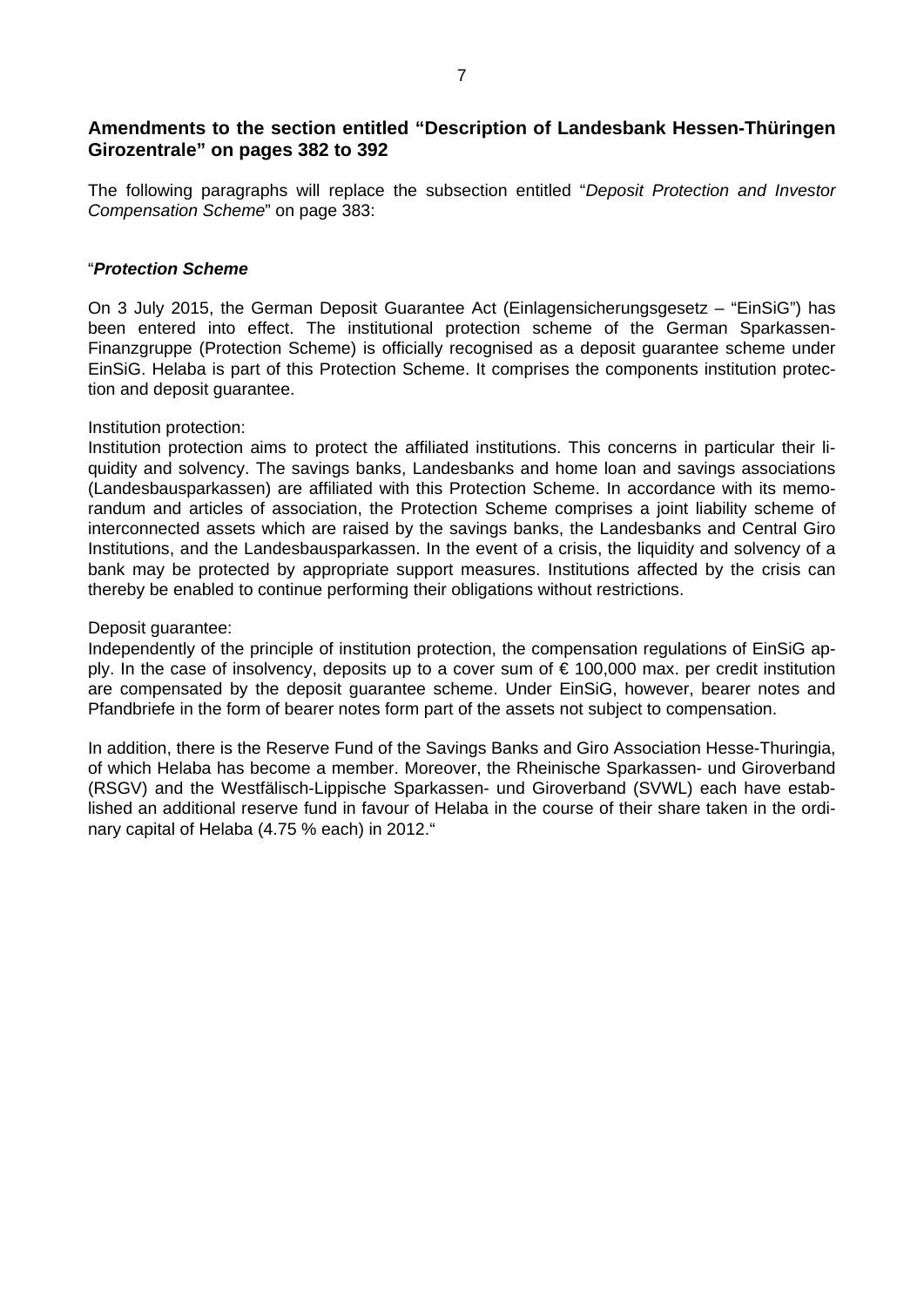## Amendments to the section entitled "Description of Landesbank Hessen-Thüringen Girozentrale" on pages 382 to 392

The following paragraphs will replace the subsection entitled "*Deposit Protection and Investor Compensation Scheme*" on page 383:

"***Protection Scheme***

On 3 July 2015, the German Deposit Guarantee Act (Einlagensicherungsgesetz – "EinSiG") has been entered into effect. The institutional protection scheme of the German Sparkassen-Finanzgruppe (Protection Scheme) is officially recognised as a deposit guarantee scheme under EinSiG. Helaba is part of this Protection Scheme. It comprises the components institution protection and deposit guarantee.

Institution protection:
Institution protection aims to protect the affiliated institutions. This concerns in particular their liquidity and solvency. The savings banks, Landesbanks and home loan and savings associations (Landesbausparkassen) are affiliated with this Protection Scheme. In accordance with its memorandum and articles of association, the Protection Scheme comprises a joint liability scheme of interconnected assets which are raised by the savings banks, the Landesbanks and Central Giro Institutions, and the Landesbausparkassen. In the event of a crisis, the liquidity and solvency of a bank may be protected by appropriate support measures. Institutions affected by the crisis can thereby be enabled to continue performing their obligations without restrictions.

Deposit guarantee:
Independently of the principle of institution protection, the compensation regulations of EinSiG apply. In the case of insolvency, deposits up to a cover sum of € 100,000 max. per credit institution are compensated by the deposit guarantee scheme. Under EinSiG, however, bearer notes and Pfandbriefe in the form of bearer notes form part of the assets not subject to compensation.

In addition, there is the Reserve Fund of the Savings Banks and Giro Association Hesse-Thuringia, of which Helaba has become a member. Moreover, the Rheinische Sparkassen- und Giroverband (RSGV) and the Westfälisch-Lippische Sparkassen- und Giroverband (SVWL) each have established an additional reserve fund in favour of Helaba in the course of their share taken in the ordinary capital of Helaba (4.75 % each) in 2012."